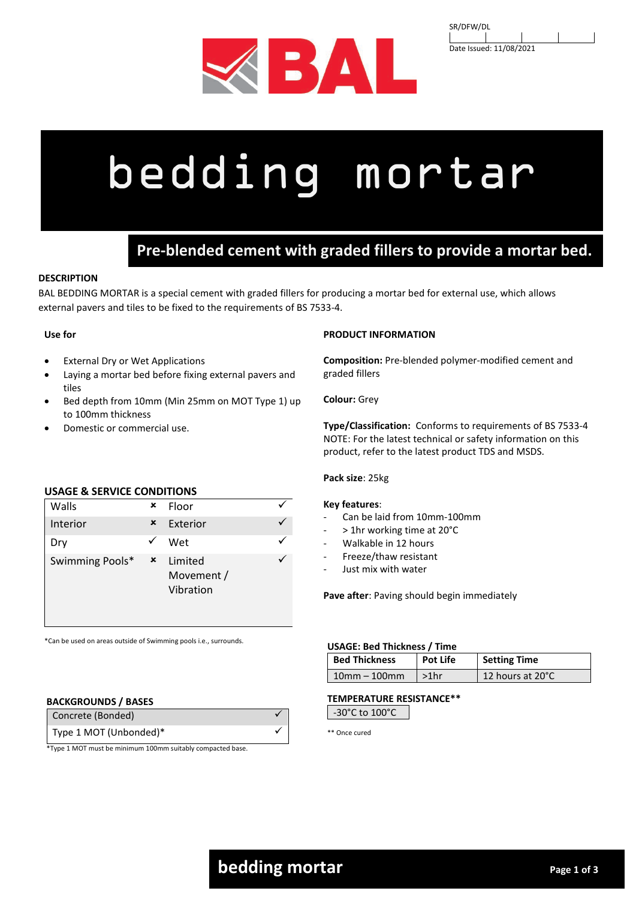SR/DFW/DL

Date Issued: 11/08/2021

# bedding mortar

## Pre-blended cement with graded fillers to provide a mortar bed.

### DESCRIPTION

BAL BEDDING MORTAR is a special cement with graded fillers for producing a mortar bed for external use, which allows external pavers and tiles to be fixed to the requirements of BS 7533-4.

### Use for

- External Dry or Wet Applications
- Laying a mortar bed before fixing external pavers and tiles
- Bed depth from 10mm (Min 25mm on MOT Type 1) up to 100mm thickness
- Domestic or commercial use.

### USAGE & SERVICE CONDITIONS

| | | | |
|---|---|---|---|
| Walls | ✗ | Floor | ✓ |
| Interior | ✗ | Exterior | ✓ |
| Dry | ✓ | Wet | ✓ |
| Swimming Pools* | ✗ | Limited Movement / Vibration | ✓ |

*Can be used on areas outside of Swimming pools i.e., surrounds.

### BACKGROUNDS / BASES

| | |
|---|---|
| Concrete (Bonded) | ✓ |
| Type 1 MOT (Unbonded)* | ✓ |

*Type 1 MOT must be minimum 100mm suitably compacted base.

### PRODUCT INFORMATION

**Composition:** Pre-blended polymer-modified cement and graded fillers

**Colour:** Grey

**Type/Classification:** Conforms to requirements of BS 7533-4
NOTE: For the latest technical or safety information on this product, refer to the latest product TDS and MSDS.

**Pack size**: 25kg

**Key features**:

- Can be laid from 10mm-100mm
- > 1hr working time at 20°C
- Walkable in 12 hours
- Freeze/thaw resistant
- Just mix with water

**Pave after**: Paving should begin immediately

### USAGE: Bed Thickness / Time

| Bed Thickness | Pot Life | Setting Time |
|---|---|---|
| 10mm – 100mm | >1hr | 12 hours at 20°C |

### TEMPERATURE RESISTANCE**

| -30°C to 100°C |
|---|

** Once cured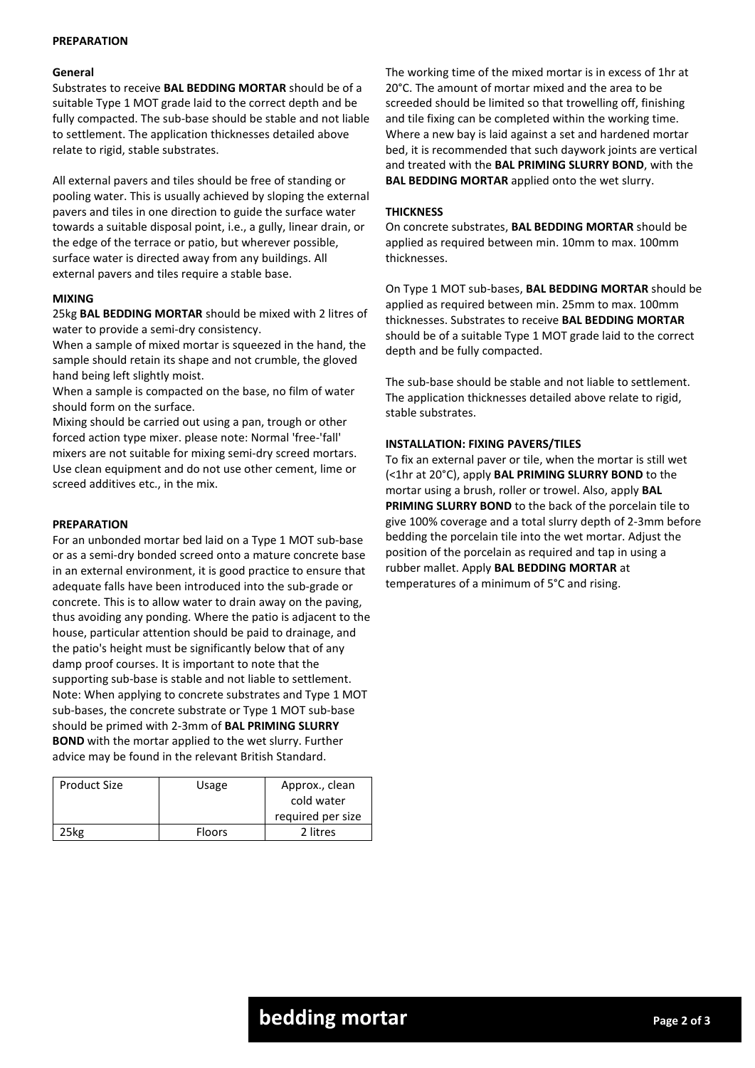## PREPARATION

### General

Substrates to receive **BAL BEDDING MORTAR** should be of a suitable Type 1 MOT grade laid to the correct depth and be fully compacted. The sub-base should be stable and not liable to settlement. The application thicknesses detailed above relate to rigid, stable substrates.

All external pavers and tiles should be free of standing or pooling water. This is usually achieved by sloping the external pavers and tiles in one direction to guide the surface water towards a suitable disposal point, i.e., a gully, linear drain, or the edge of the terrace or patio, but wherever possible, surface water is directed away from any buildings. All external pavers and tiles require a stable base.

### MIXING

25kg **BAL BEDDING MORTAR** should be mixed with 2 litres of water to provide a semi-dry consistency.

When a sample of mixed mortar is squeezed in the hand, the sample should retain its shape and not crumble, the gloved hand being left slightly moist.

When a sample is compacted on the base, no film of water should form on the surface.

Mixing should be carried out using a pan, trough or other forced action type mixer. please note: Normal 'free-'fall' mixers are not suitable for mixing semi-dry screed mortars. Use clean equipment and do not use other cement, lime or screed additives etc., in the mix.

### PREPARATION

For an unbonded mortar bed laid on a Type 1 MOT sub-base or as a semi-dry bonded screed onto a mature concrete base in an external environment, it is good practice to ensure that adequate falls have been introduced into the sub-grade or concrete. This is to allow water to drain away on the paving, thus avoiding any ponding. Where the patio is adjacent to the house, particular attention should be paid to drainage, and the patio's height must be significantly below that of any damp proof courses. It is important to note that the supporting sub-base is stable and not liable to settlement. Note: When applying to concrete substrates and Type 1 MOT sub-bases, the concrete substrate or Type 1 MOT sub-base should be primed with 2-3mm of **BAL PRIMING SLURRY BOND** with the mortar applied to the wet slurry. Further advice may be found in the relevant British Standard.

| Product Size | Usage | Approx., clean cold water required per size |
|---|---|---|
| 25kg | Floors | 2 litres |

The working time of the mixed mortar is in excess of 1hr at 20°C. The amount of mortar mixed and the area to be screeded should be limited so that trowelling off, finishing and tile fixing can be completed within the working time. Where a new bay is laid against a set and hardened mortar bed, it is recommended that such daywork joints are vertical and treated with the **BAL PRIMING SLURRY BOND**, with the **BAL BEDDING MORTAR** applied onto the wet slurry.

### THICKNESS

On concrete substrates, **BAL BEDDING MORTAR** should be applied as required between min. 10mm to max. 100mm thicknesses.

On Type 1 MOT sub-bases, **BAL BEDDING MORTAR** should be applied as required between min. 25mm to max. 100mm thicknesses. Substrates to receive **BAL BEDDING MORTAR** should be of a suitable Type 1 MOT grade laid to the correct depth and be fully compacted.

The sub-base should be stable and not liable to settlement. The application thicknesses detailed above relate to rigid, stable substrates.

### INSTALLATION: FIXING PAVERS/TILES

To fix an external paver or tile, when the mortar is still wet (<1hr at 20°C), apply **BAL PRIMING SLURRY BOND** to the mortar using a brush, roller or trowel. Also, apply **BAL PRIMING SLURRY BOND** to the back of the porcelain tile to give 100% coverage and a total slurry depth of 2-3mm before bedding the porcelain tile into the wet mortar. Adjust the position of the porcelain as required and tap in using a rubber mallet. Apply **BAL BEDDING MORTAR** at temperatures of a minimum of 5°C and rising.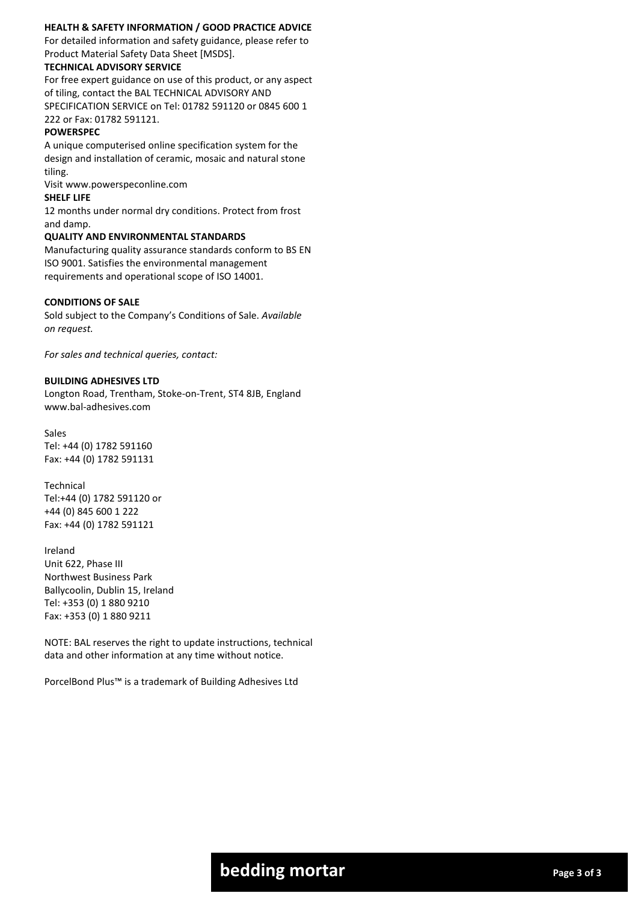**HEALTH & SAFETY INFORMATION / GOOD PRACTICE ADVICE**

For detailed information and safety guidance, please refer to Product Material Safety Data Sheet [MSDS].

**TECHNICAL ADVISORY SERVICE**

For free expert guidance on use of this product, or any aspect of tiling, contact the BAL TECHNICAL ADVISORY AND SPECIFICATION SERVICE on Tel: 01782 591120 or 0845 600 1 222 or Fax: 01782 591121.

**POWERSPEC**

A unique computerised online specification system for the design and installation of ceramic, mosaic and natural stone tiling.

Visit www.powerspeconline.com

**SHELF LIFE**

12 months under normal dry conditions. Protect from frost and damp.

**QUALITY AND ENVIRONMENTAL STANDARDS**

Manufacturing quality assurance standards conform to BS EN ISO 9001. Satisfies the environmental management requirements and operational scope of ISO 14001.

**CONDITIONS OF SALE**

Sold subject to the Company's Conditions of Sale. *Available on request.*

*For sales and technical queries, contact:*

**BUILDING ADHESIVES LTD**

Longton Road, Trentham, Stoke-on-Trent, ST4 8JB, England
www.bal-adhesives.com

Sales
Tel: +44 (0) 1782 591160
Fax: +44 (0) 1782 591131

Technical
Tel:+44 (0) 1782 591120 or
+44 (0) 845 600 1 222
Fax: +44 (0) 1782 591121

Ireland
Unit 622, Phase III
Northwest Business Park
Ballycoolin, Dublin 15, Ireland
Tel: +353 (0) 1 880 9210
Fax: +353 (0) 1 880 9211

NOTE: BAL reserves the right to update instructions, technical data and other information at any time without notice.

PorcelBond Plus™ is a trademark of Building Adhesives Ltd